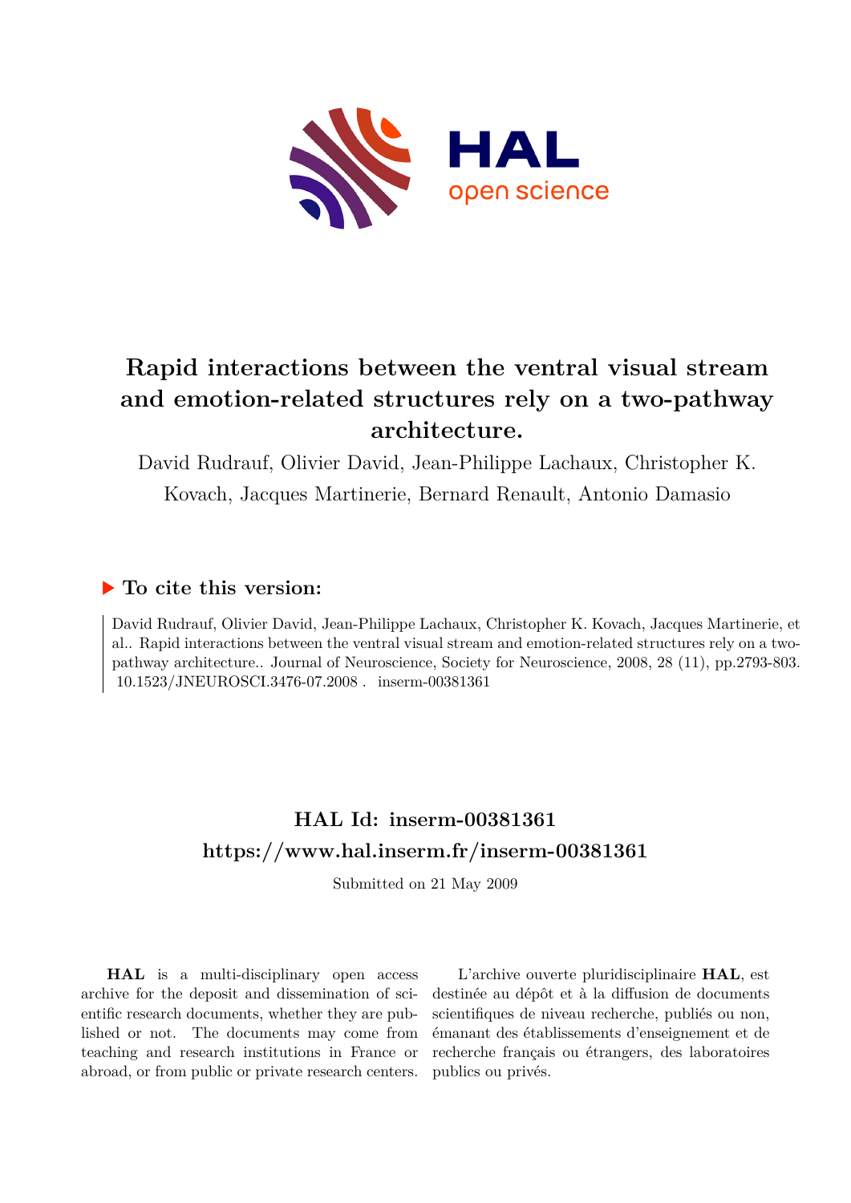

## **Rapid interactions between the ventral visual stream and emotion-related structures rely on a two-pathway architecture.**

David Rudrauf, Olivier David, Jean-Philippe Lachaux, Christopher K. Kovach, Jacques Martinerie, Bernard Renault, Antonio Damasio

### **To cite this version:**

David Rudrauf, Olivier David, Jean-Philippe Lachaux, Christopher K. Kovach, Jacques Martinerie, et al.. Rapid interactions between the ventral visual stream and emotion-related structures rely on a twopathway architecture.. Journal of Neuroscience, Society for Neuroscience, 2008, 28 (11), pp.2793-803. 10.1523/JNEUROSCI.3476-07.2008. inserm-00381361

## **HAL Id: inserm-00381361 <https://www.hal.inserm.fr/inserm-00381361>**

Submitted on 21 May 2009

**HAL** is a multi-disciplinary open access archive for the deposit and dissemination of scientific research documents, whether they are published or not. The documents may come from teaching and research institutions in France or abroad, or from public or private research centers.

L'archive ouverte pluridisciplinaire **HAL**, est destinée au dépôt et à la diffusion de documents scientifiques de niveau recherche, publiés ou non, émanant des établissements d'enseignement et de recherche français ou étrangers, des laboratoires publics ou privés.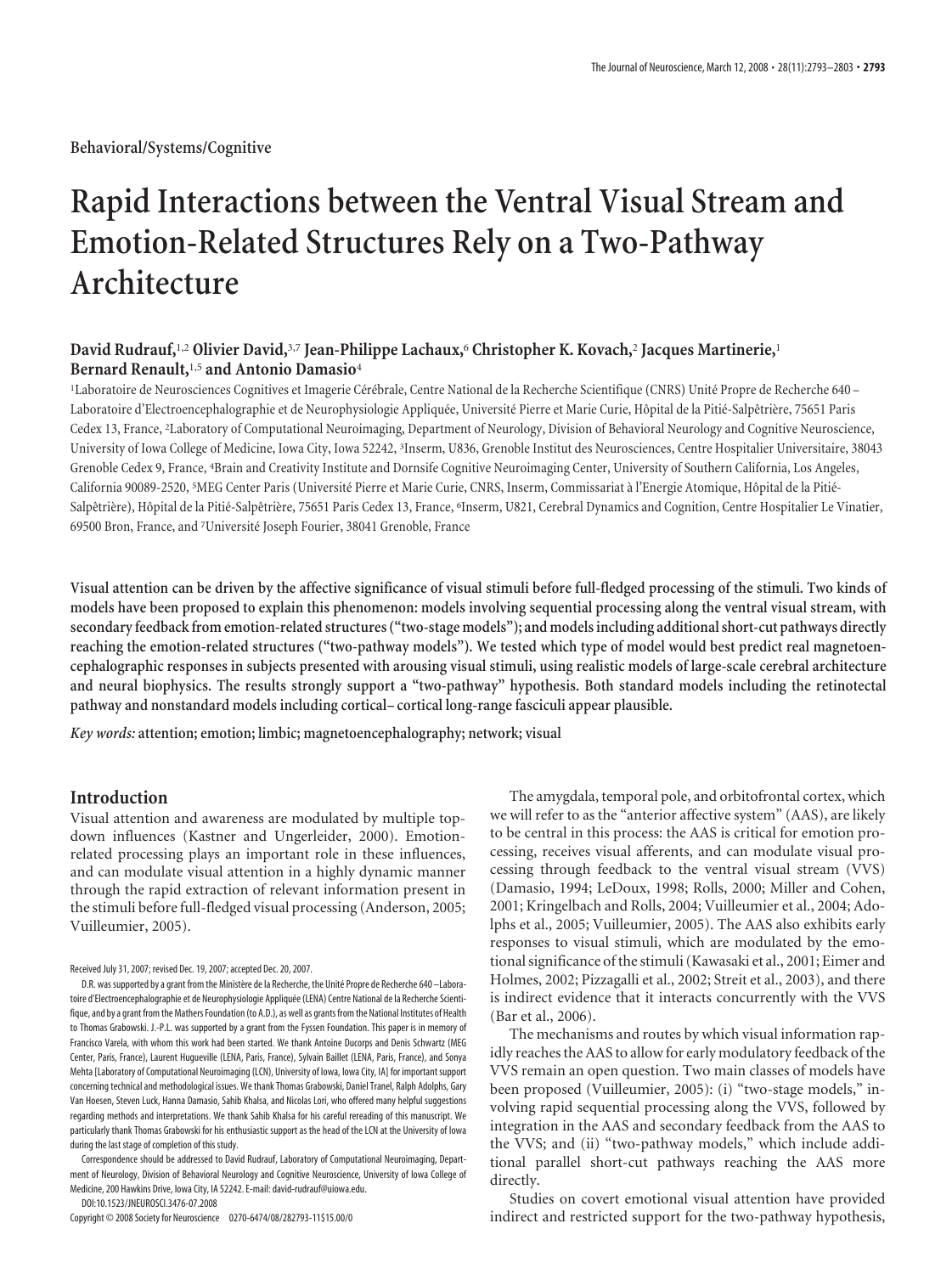**Behavioral/Systems/Cognitive**

# **Rapid Interactions between the Ventral Visual Stream and Emotion-Related Structures Rely on a Two-Pathway Architecture**

#### **David Rudrauf,**1,2 **Olivier David,**3,7 **Jean-Philippe Lachaux,**<sup>6</sup> **Christopher K. Kovach,**<sup>2</sup> **Jacques Martinerie,**<sup>1</sup> **Bernard Renault,**1,5 **and Antonio Damasio**<sup>4</sup>

<sup>1</sup>Laboratoire de Neurosciences Cognitives et Imagerie Cérébrale, Centre National de la Recherche Scientifique (CNRS) Unité Propre de Recherche 640 – Laboratoire d'Electroencephalographie et de Neurophysiologie Appliquée, Université Pierre et Marie Curie, Hôpital de la Pitié-Salpêtrière, 75651 Paris Cedex 13, France, <sup>2</sup> Laboratory of Computational Neuroimaging, Department of Neurology, Division of Behavioral Neurology and Cognitive Neuroscience, University of Iowa College of Medicine, Iowa City, Iowa 52242, <sup>3</sup> Inserm, U836, Grenoble Institut des Neurosciences, Centre Hospitalier Universitaire, 38043 Grenoble Cedex 9, France, <sup>4</sup> Brain and Creativity Institute and Dornsife Cognitive Neuroimaging Center, University of Southern California, Los Angeles, California 90089-2520, <sup>5</sup>MEG Center Paris (Université Pierre et Marie Curie, CNRS, Inserm, Commissariat à l'Energie Atomique, Hôpital de la Pitié-Salpêtrière), Hôpital de la Pitié-Salpêtrière, 75651 Paris Cedex 13, France, <sup>6</sup>Inserm, U821, Cerebral Dynamics and Cognition, Centre Hospitalier Le Vinatier, 69500 Bron, France, and 7Université Joseph Fourier, 38041 Grenoble, France

**Visual attention can be driven by the affective significance of visual stimuli before full-fledged processing of the stimuli. Two kinds of models have been proposed to explain this phenomenon: models involving sequential processing along the ventral visual stream, with secondaryfeedbackfrom emotion-related structures ("two-stage models"); and models including additional short-cut pathways directly reaching the emotion-related structures ("two-pathway models"). We tested which type of model would best predict real magnetoencephalographic responses in subjects presented with arousing visual stimuli, using realistic models of large-scale cerebral architecture and neural biophysics. The results strongly support a "two-pathway" hypothesis. Both standard models including the retinotectal pathway and nonstandard models including cortical– cortical long-range fasciculi appear plausible.**

*Key words:* **attention; emotion; limbic; magnetoencephalography; network; visual**

#### **Introduction**

Visual attention and awareness are modulated by multiple topdown influences (Kastner and Ungerleider, 2000). Emotionrelated processing plays an important role in these influences, and can modulate visual attention in a highly dynamic manner through the rapid extraction of relevant information present in the stimuli before full-fledged visual processing (Anderson, 2005; Vuilleumier, 2005).

D.R. was supported by a grant from the Ministère de la Recherche, the Unité Propre de Recherche 640 –Laboratoire d'Electroencephalographie et de Neurophysiologie Appliquée (LENA) Centre National de la Recherche Scientifique, and by a grant from the Mathers Foundation (to A.D.), as well as grants from the National Institutes of Health to Thomas Grabowski. J.-P.L. was supported by a grant from the Fyssen Foundation. This paper is in memory of Francisco Varela, with whom this work had been started. We thank Antoine Ducorps and Denis Schwartz (MEG Center, Paris, France), Laurent Hugueville (LENA, Paris, France), Sylvain Baillet (LENA, Paris, France), and Sonya Mehta [Laboratory of Computational Neuroimaging (LCN), University of Iowa, Iowa City, IA] for important support concerning technical and methodological issues. We thank Thomas Grabowski, Daniel Tranel, Ralph Adolphs, Gary Van Hoesen, Steven Luck, Hanna Damasio, Sahib Khalsa, and Nicolas Lori, who offered many helpful suggestions regarding methods and interpretations. We thank Sahib Khalsa for his careful rereading of this manuscript. We particularly thank Thomas Grabowski for his enthusiastic support as the head of the LCN at the University of Iowa during the last stage of completion of this study.

Correspondence should be addressed to David Rudrauf, Laboratory of Computational Neuroimaging, Department of Neurology, Division of Behavioral Neurology and Cognitive Neuroscience, University of Iowa College of Medicine, 200 Hawkins Drive, Iowa City, IA 52242. E-mail: david-rudrauf@uiowa.edu.

DOI:10.1523/JNEUROSCI.3476-07.2008

Copyright © 2008 Society for Neuroscience 0270-6474/08/282793-11\$15.00/0

The amygdala, temporal pole, and orbitofrontal cortex, which we will refer to as the "anterior affective system" (AAS), are likely to be central in this process: the AAS is critical for emotion processing, receives visual afferents, and can modulate visual processing through feedback to the ventral visual stream (VVS) (Damasio, 1994; LeDoux, 1998; Rolls, 2000; Miller and Cohen, 2001; Kringelbach and Rolls, 2004; Vuilleumier et al., 2004; Adolphs et al., 2005; Vuilleumier, 2005). The AAS also exhibits early responses to visual stimuli, which are modulated by the emotional significance of the stimuli (Kawasaki et al., 2001; Eimer and Holmes, 2002; Pizzagalli et al., 2002; Streit et al., 2003), and there is indirect evidence that it interacts concurrently with the VVS (Bar et al., 2006).

The mechanisms and routes by which visual information rapidly reaches the AAS to allow for early modulatory feedback of the VVS remain an open question. Two main classes of models have been proposed (Vuilleumier, 2005): (i) "two-stage models," involving rapid sequential processing along the VVS, followed by integration in the AAS and secondary feedback from the AAS to the VVS; and (ii) "two-pathway models," which include additional parallel short-cut pathways reaching the AAS more directly.

Studies on covert emotional visual attention have provided indirect and restricted support for the two-pathway hypothesis,

Received July 31, 2007; revised Dec. 19, 2007; accepted Dec. 20, 2007.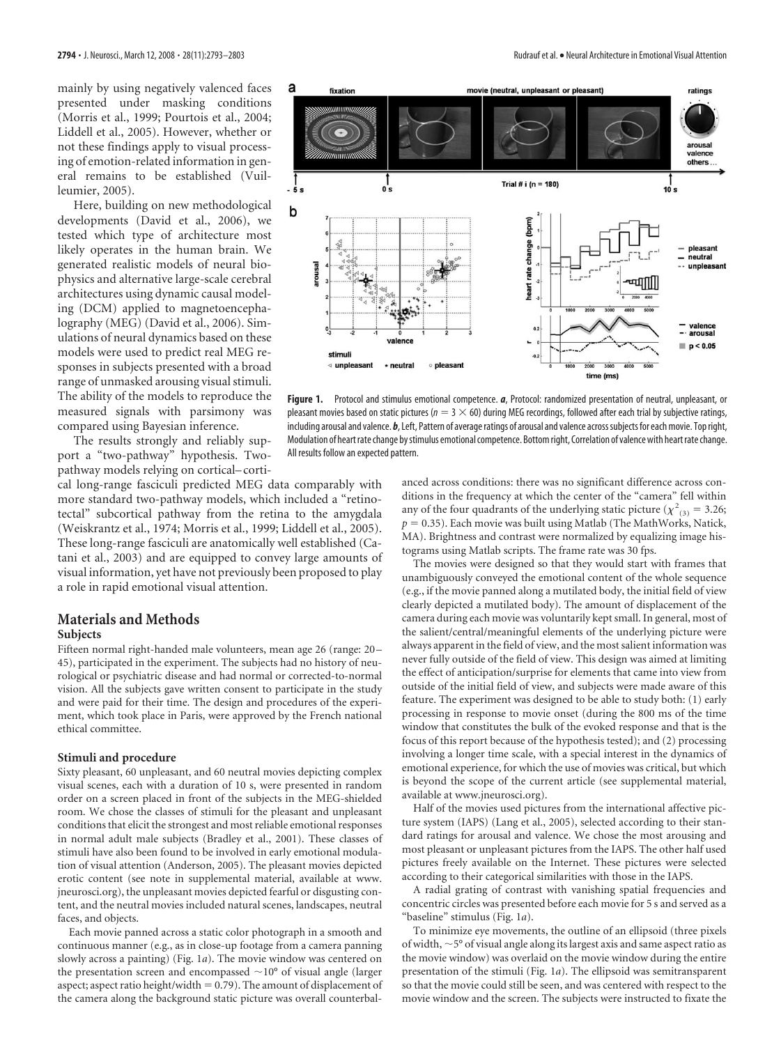mainly by using negatively valenced faces presented under masking conditions (Morris et al., 1999; Pourtois et al., 2004; Liddell et al., 2005). However, whether or not these findings apply to visual processing of emotion-related information in general remains to be established (Vuilleumier, 2005).

Here, building on new methodological developments (David et al., 2006), we tested which type of architecture most likely operates in the human brain. We generated realistic models of neural biophysics and alternative large-scale cerebral architectures using dynamic causal modeling (DCM) applied to magnetoencephalography (MEG) (David et al., 2006). Simulations of neural dynamics based on these models were used to predict real MEG responses in subjects presented with a broad range of unmasked arousing visual stimuli. The ability of the models to reproduce the measured signals with parsimony was compared using Bayesian inference.

The results strongly and reliably support a "two-pathway" hypothesis. Twopathway models relying on cortical– corti-

cal long-range fasciculi predicted MEG data comparably with more standard two-pathway models, which included a "retinotectal" subcortical pathway from the retina to the amygdala (Weiskrantz et al., 1974; Morris et al., 1999; Liddell et al., 2005). These long-range fasciculi are anatomically well established (Catani et al., 2003) and are equipped to convey large amounts of visual information, yet have not previously been proposed to play a role in rapid emotional visual attention.

All results follow an expected pattern.

#### **Materials and Methods Subjects**

Fifteen normal right-handed male volunteers, mean age 26 (range: 20 – 45), participated in the experiment. The subjects had no history of neurological or psychiatric disease and had normal or corrected-to-normal vision. All the subjects gave written consent to participate in the study and were paid for their time. The design and procedures of the experiment, which took place in Paris, were approved by the French national ethical committee.

#### **Stimuli and procedure**

Sixty pleasant, 60 unpleasant, and 60 neutral movies depicting complex visual scenes, each with a duration of 10 s, were presented in random order on a screen placed in front of the subjects in the MEG-shielded room. We chose the classes of stimuli for the pleasant and unpleasant conditions that elicit the strongest and most reliable emotional responses in normal adult male subjects (Bradley et al., 2001). These classes of stimuli have also been found to be involved in early emotional modulation of visual attention (Anderson, 2005). The pleasant movies depicted erotic content (see note in supplemental material, available at www. jneurosci.org), the unpleasant movies depicted fearful or disgusting content, and the neutral movies included natural scenes, landscapes, neutral faces, and objects.

Each movie panned across a static color photograph in a smooth and continuous manner (e.g., as in close-up footage from a camera panning slowly across a painting) (Fig. 1*a*). The movie window was centered on the presentation screen and encompassed  $\sim$ 10° of visual angle (larger aspect; aspect ratio height/width  $= 0.79$ ). The amount of displacement of the camera along the background static picture was overall counterbalanced across conditions: there was no significant difference across conditions in the frequency at which the center of the "camera" fell within any of the four quadrants of the underlying static picture ( $\chi^2_{(3)} = 3.26$ ;  $p = 0.35$ ). Each movie was built using Matlab (The MathWorks, Natick, MA). Brightness and contrast were normalized by equalizing image histograms using Matlab scripts. The frame rate was 30 fps.

The movies were designed so that they would start with frames that unambiguously conveyed the emotional content of the whole sequence (e.g., if the movie panned along a mutilated body, the initial field of view clearly depicted a mutilated body). The amount of displacement of the camera during each movie was voluntarily kept small. In general, most of the salient/central/meaningful elements of the underlying picture were always apparent in the field of view, and the most salient information was never fully outside of the field of view. This design was aimed at limiting the effect of anticipation/surprise for elements that came into view from outside of the initial field of view, and subjects were made aware of this feature. The experiment was designed to be able to study both: (1) early processing in response to movie onset (during the 800 ms of the time window that constitutes the bulk of the evoked response and that is the focus of this report because of the hypothesis tested); and (2) processing involving a longer time scale, with a special interest in the dynamics of emotional experience, for which the use of movies was critical, but which is beyond the scope of the current article (see supplemental material, available at www.jneurosci.org).

Half of the movies used pictures from the international affective picture system (IAPS) (Lang et al., 2005), selected according to their standard ratings for arousal and valence. We chose the most arousing and most pleasant or unpleasant pictures from the IAPS. The other half used pictures freely available on the Internet. These pictures were selected according to their categorical similarities with those in the IAPS.

A radial grating of contrast with vanishing spatial frequencies and concentric circles was presented before each movie for 5 s and served as a "baseline" stimulus (Fig. 1*a*).

To minimize eye movements, the outline of an ellipsoid (three pixels of width,  $\sim$  5° of visual angle along its largest axis and same aspect ratio as the movie window) was overlaid on the movie window during the entire presentation of the stimuli (Fig. 1*a*). The ellipsoid was semitransparent so that the movie could still be seen, and was centered with respect to the movie window and the screen. The subjects were instructed to fixate the



**Figure 1.** Protocol and stimulus emotional competence. *a*, Protocol: randomized presentation of neutral, unpleasant, or pleasant movies based on static pictures ( $n=3\times 60$ ) during MEG recordings, followed after each trial by subjective ratings, including arousal and valence. *b*, Left, Pattern of average ratings of arousal and valence acrosssubjects for each movie. Top right, Modulation of heartrate change bystimulus emotional competence. Bottomright, Correlation of valence with heartrate change.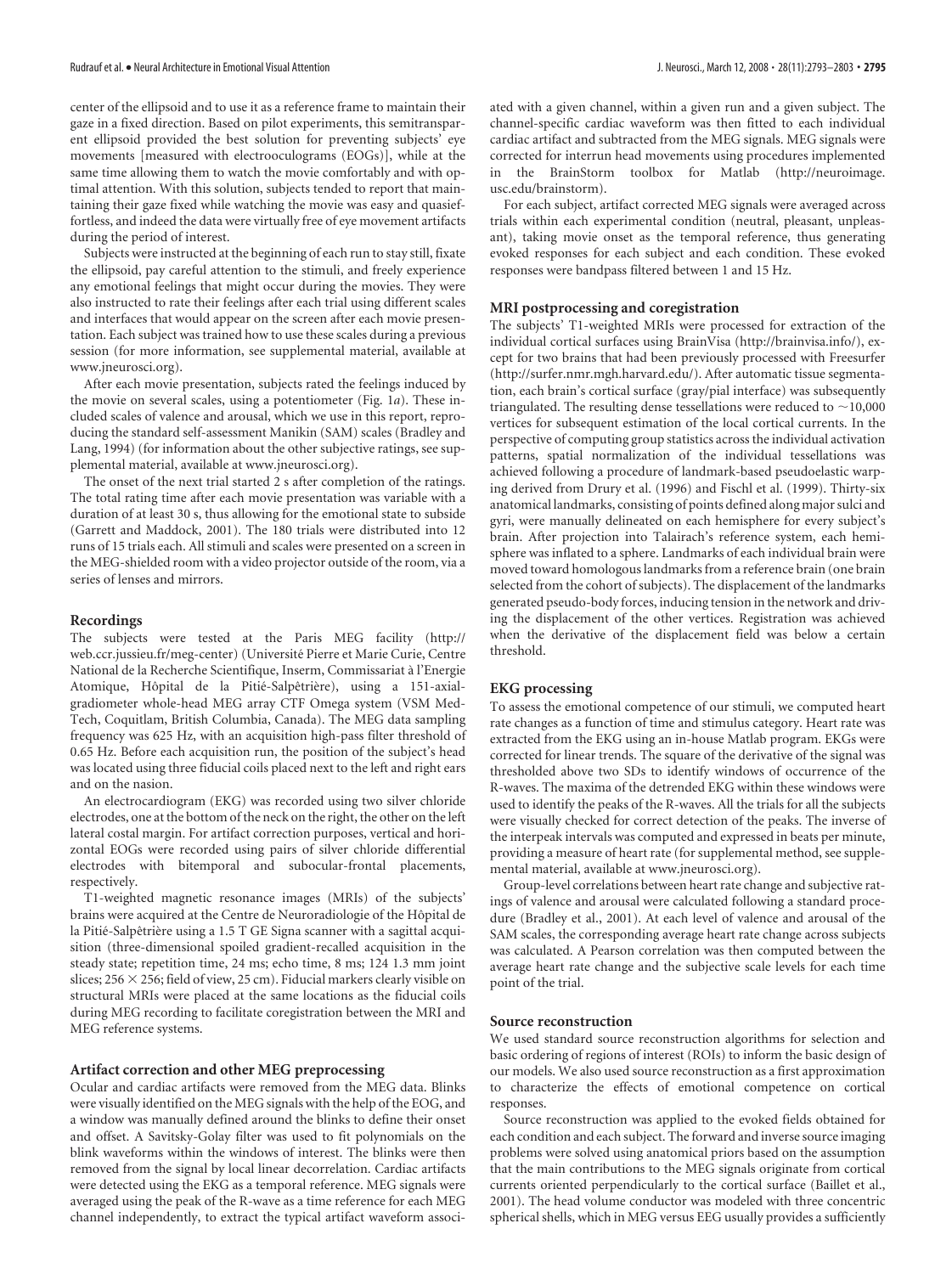center of the ellipsoid and to use it as a reference frame to maintain their gaze in a fixed direction. Based on pilot experiments, this semitransparent ellipsoid provided the best solution for preventing subjects' eye movements [measured with electrooculograms (EOGs)], while at the same time allowing them to watch the movie comfortably and with optimal attention. With this solution, subjects tended to report that maintaining their gaze fixed while watching the movie was easy and quasieffortless, and indeed the data were virtually free of eye movement artifacts during the period of interest.

Subjects were instructed at the beginning of each run to stay still, fixate the ellipsoid, pay careful attention to the stimuli, and freely experience any emotional feelings that might occur during the movies. They were also instructed to rate their feelings after each trial using different scales and interfaces that would appear on the screen after each movie presentation. Each subject was trained how to use these scales during a previous session (for more information, see supplemental material, available at www.jneurosci.org).

After each movie presentation, subjects rated the feelings induced by the movie on several scales, using a potentiometer (Fig. 1*a*). These included scales of valence and arousal, which we use in this report, reproducing the standard self-assessment Manikin (SAM) scales (Bradley and Lang, 1994) (for information about the other subjective ratings, see supplemental material, available at www.jneurosci.org).

The onset of the next trial started 2 s after completion of the ratings. The total rating time after each movie presentation was variable with a duration of at least 30 s, thus allowing for the emotional state to subside (Garrett and Maddock, 2001). The 180 trials were distributed into 12 runs of 15 trials each. All stimuli and scales were presented on a screen in the MEG-shielded room with a video projector outside of the room, via a series of lenses and mirrors.

#### **Recordings**

The subjects were tested at the Paris MEG facility (http:// web.ccr.jussieu.fr/meg-center) (Université Pierre et Marie Curie, Centre National de la Recherche Scientifique, Inserm, Commissariat a` l'Energie Atomique, Hôpital de la Pitié-Salpêtrière), using a 151-axialgradiometer whole-head MEG array CTF Omega system (VSM Med-Tech, Coquitlam, British Columbia, Canada). The MEG data sampling frequency was 625 Hz, with an acquisition high-pass filter threshold of 0.65 Hz. Before each acquisition run, the position of the subject's head was located using three fiducial coils placed next to the left and right ears and on the nasion.

An electrocardiogram (EKG) was recorded using two silver chloride electrodes, one at the bottom of the neck on the right, the other on the left lateral costal margin. For artifact correction purposes, vertical and horizontal EOGs were recorded using pairs of silver chloride differential electrodes with bitemporal and subocular-frontal placements, respectively.

T1-weighted magnetic resonance images (MRIs) of the subjects' brains were acquired at the Centre de Neuroradiologie of the Hôpital de la Pitié-Salpêtrière using a 1.5 T GE Signa scanner with a sagittal acquisition (three-dimensional spoiled gradient-recalled acquisition in the steady state; repetition time, 24 ms; echo time, 8 ms; 124 1.3 mm joint slices;  $256 \times 256$ ; field of view,  $25$  cm). Fiducial markers clearly visible on structural MRIs were placed at the same locations as the fiducial coils during MEG recording to facilitate coregistration between the MRI and MEG reference systems.

#### **Artifact correction and other MEG preprocessing**

Ocular and cardiac artifacts were removed from the MEG data. Blinks were visually identified on the MEG signals with the help of the EOG, and a window was manually defined around the blinks to define their onset and offset. A Savitsky-Golay filter was used to fit polynomials on the blink waveforms within the windows of interest. The blinks were then removed from the signal by local linear decorrelation. Cardiac artifacts were detected using the EKG as a temporal reference. MEG signals were averaged using the peak of the R-wave as a time reference for each MEG channel independently, to extract the typical artifact waveform associated with a given channel, within a given run and a given subject. The channel-specific cardiac waveform was then fitted to each individual cardiac artifact and subtracted from the MEG signals. MEG signals were corrected for interrun head movements using procedures implemented in the BrainStorm toolbox for Matlab (http://neuroimage. usc.edu/brainstorm).

For each subject, artifact corrected MEG signals were averaged across trials within each experimental condition (neutral, pleasant, unpleasant), taking movie onset as the temporal reference, thus generating evoked responses for each subject and each condition. These evoked responses were bandpass filtered between 1 and 15 Hz.

#### **MRI postprocessing and coregistration**

The subjects' T1-weighted MRIs were processed for extraction of the individual cortical surfaces using BrainVisa (http://brainvisa.info/), except for two brains that had been previously processed with Freesurfer (http://surfer.nmr.mgh.harvard.edu/). After automatic tissue segmentation, each brain's cortical surface (gray/pial interface) was subsequently triangulated. The resulting dense tessellations were reduced to  $\sim$  10,000 vertices for subsequent estimation of the local cortical currents. In the perspective of computing group statistics across the individual activation patterns, spatial normalization of the individual tessellations was achieved following a procedure of landmark-based pseudoelastic warping derived from Drury et al. (1996) and Fischl et al. (1999). Thirty-six anatomical landmarks, consisting of points defined along major sulci and gyri, were manually delineated on each hemisphere for every subject's brain. After projection into Talairach's reference system, each hemisphere was inflated to a sphere. Landmarks of each individual brain were moved toward homologous landmarks from a reference brain (one brain selected from the cohort of subjects). The displacement of the landmarks generated pseudo-body forces, inducing tension in the network and driving the displacement of the other vertices. Registration was achieved when the derivative of the displacement field was below a certain threshold.

#### **EKG processing**

To assess the emotional competence of our stimuli, we computed heart rate changes as a function of time and stimulus category. Heart rate was extracted from the EKG using an in-house Matlab program. EKGs were corrected for linear trends. The square of the derivative of the signal was thresholded above two SDs to identify windows of occurrence of the R-waves. The maxima of the detrended EKG within these windows were used to identify the peaks of the R-waves. All the trials for all the subjects were visually checked for correct detection of the peaks. The inverse of the interpeak intervals was computed and expressed in beats per minute, providing a measure of heart rate (for supplemental method, see supplemental material, available at www.jneurosci.org).

Group-level correlations between heart rate change and subjective ratings of valence and arousal were calculated following a standard procedure (Bradley et al., 2001). At each level of valence and arousal of the SAM scales, the corresponding average heart rate change across subjects was calculated. A Pearson correlation was then computed between the average heart rate change and the subjective scale levels for each time point of the trial.

#### **Source reconstruction**

We used standard source reconstruction algorithms for selection and basic ordering of regions of interest (ROIs) to inform the basic design of our models. We also used source reconstruction as a first approximation to characterize the effects of emotional competence on cortical responses.

Source reconstruction was applied to the evoked fields obtained for each condition and each subject. The forward and inverse source imaging problems were solved using anatomical priors based on the assumption that the main contributions to the MEG signals originate from cortical currents oriented perpendicularly to the cortical surface (Baillet et al., 2001). The head volume conductor was modeled with three concentric spherical shells, which in MEG versus EEG usually provides a sufficiently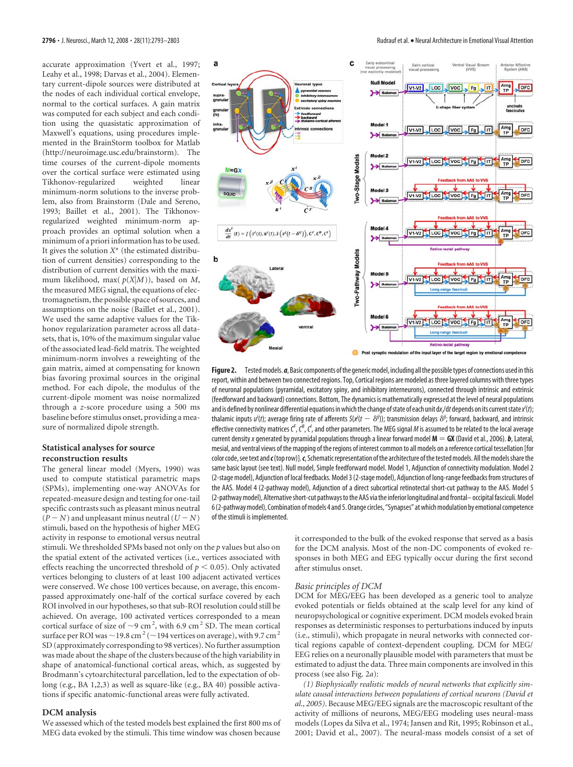accurate approximation (Yvert et al., 1997; Leahy et al., 1998; Darvas et al., 2004). Elementary current-dipole sources were distributed at the nodes of each individual cortical envelope, normal to the cortical surfaces. A gain matrix was computed for each subject and each condition using the quasistatic approximation of Maxwell's equations, using procedures implemented in the BrainStorm toolbox for Matlab (http://neuroimage.usc.edu/brainstorm). The time courses of the current-dipole moments over the cortical surface were estimated using<br>Tikhonov-regularized weighted linear Tikhonov-regularized minimum-norm solutions to the inverse problem, also from Brainstorm (Dale and Sereno, 1993; Baillet et al., 2001). The Tikhonovregularized weighted minimum-norm approach provides an optimal solution when a minimum of a priori information has to be used. It gives the solution  $X^*$  (the estimated distribution of current densities) corresponding to the distribution of current densities with the maximum likelihood, max( *p*(*XM*)), based on *M*, the measured MEG signal, the equations of electromagnetism, the possible space of sources, and assumptions on the noise (Baillet et al., 2001). We used the same adaptive values for the Tikhonov regularization parameter across all datasets, that is, 10% of the maximum singular value of the associated lead-field matrix. The weighted minimum-norm involves a reweighting of the gain matrix, aimed at compensating for known bias favoring proximal sources in the original method. For each dipole, the modulus of the current-dipole moment was noise normalized through a *z*-score procedure using a 500 ms baseline before stimulus onset, providing a measure of normalized dipole strength.

#### **Statistical analyses for source reconstruction results**

The general linear model (Myers, 1990) was used to compute statistical parametric maps (SPMs), implementing one-way ANOVAs for repeated-measure design and testing for one-tail specific contrasts such as pleasant minus neutral  $(P - N)$  and unpleasant minus neutral  $(U - N)$ stimuli, based on the hypothesis of higher MEG activity in response to emotional versus neutral

stimuli. We thresholded SPMs based not only on the *p* values but also on the spatial extent of the activated vertices (i.e., vertices associated with effects reaching the uncorrected threshold of  $p < 0.05$ ). Only activated vertices belonging to clusters of at least 100 adjacent activated vertices were conserved. We chose 100 vertices because, on average, this encompassed approximately one-half of the cortical surface covered by each ROI involved in our hypotheses, so that sub-ROI resolution could still be achieved. On average, 100 activated vertices corresponded to a mean cortical surface of size of  $\sim$ 9 cm<sup>2</sup>, with 6.9 cm<sup>2</sup> SD. The mean cortical surface per ROI was  $\sim$  19.8 cm<sup>2</sup> ( $\sim$  194 vertices on average), with 9.7 cm<sup>2</sup> SD (approximately corresponding to 98 vertices). No further assumption was made about the shape of the clusters because of the high variability in shape of anatomical-functional cortical areas, which, as suggested by Brodmann's cytoarchitectural parcellation, led to the expectation of oblong (e.g., BA 1,2,3) as well as square-like (e.g., BA 40) possible activations if specific anatomic-functional areas were fully activated.

#### **DCM analysis**

We assessed which of the tested models best explained the first 800 ms of MEG data evoked by the stimuli. This time window was chosen because



Figure 2. Tested models. *a*, Basic components of the generic model, including all the possible types of connections used in this report, within and between two connected regions. Top, Cortical regions are modeled as three layered columns with three types of neuronal populations (pyramidal, excitatory spiny, and inhibitory interneurons), connected through intrinsic and extrinsic (feedforward and backward) connections. Bottom, The dynamics is mathematically expressed at the level of neural populations and is defined by nonlinear differential equations inwhichthe change ofstate of each unit d*xi* /d*t*depends on its currentstate*x* (*t*); *i* thalamic inputs  $u'(t)$ ; average firing rate of afferents S(x<sup>i</sup>(t  $\delta^{ij}$ ); transmission delays  $\delta^{ij}$ ; forward, backward, and intrinsic *i j* effective connectivity matrices *C<sup>F</sup> , C<sup>B</sup> , C<sup>I</sup> , and other parameters. The MEG signal <i>M* is assumed to be related to the local average *I* current density*x*generated by pyramidal populations through a linear forward model **M** - **GX** (David et al., 2006). *b*, Lateral, mesial, and ventral views of the mapping of the regions of interest common to all models on a reference cortical tessellation [for color code,seetext and*c*(toprow)].*c*, Schematicrepresentation ofthe architecture ofthetestedmodels. Allthemodelssharethe same basic layout (see text). Null model, Simple feedforward model. Model 1, Adjunction of connectivity modulation. Model 2 (2-stage model), Adjunction of local feedbacks. Model 3 (2-stage model), Adjunction of long-range feedbacks fromstructures of the AAS. Model 4 (2-pathway model), Adjunction of a direct subcortical retinotectal short-cut pathway to the AAS. Model 5 (2-pathwaymodel), Alternativeshort-cut pathwaystothe AAS viathe inferior longitudinal andfrontal– occipitalfasciculi.Model 6(2-pathwaymodel), Combination ofmodels 4 and 5. Orange circles, "Synapses" atwhichmodulation by emotional competence of the stimuli is implemented.

it corresponded to the bulk of the evoked response that served as a basis for the DCM analysis. Most of the non-DC components of evoked responses in both MEG and EEG typically occur during the first second after stimulus onset.

#### *Basic principles of DCM*

DCM for MEG/EEG has been developed as a generic tool to analyze evoked potentials or fields obtained at the scalp level for any kind of neuropsychological or cognitive experiment. DCM models evoked brain responses as deterministic responses to perturbations induced by inputs (i.e., stimuli), which propagate in neural networks with connected cortical regions capable of context-dependent coupling. DCM for MEG/ EEG relies on a neuronally plausible model with parameters that must be estimated to adjust the data. Three main components are involved in this process (see also Fig. 2*a*):

*(1) Biophysically realistic models of neural networks that explicitly simulate causal interactions between populations of cortical neurons (David et al., 2005)*. Because MEG/EEG signals are the macroscopic resultant of the activity of millions of neurons, MEG/EEG modeling uses neural-mass models (Lopes da Silva et al., 1974; Jansen and Rit, 1995; Robinson et al., 2001; David et al., 2007). The neural-mass models consist of a set of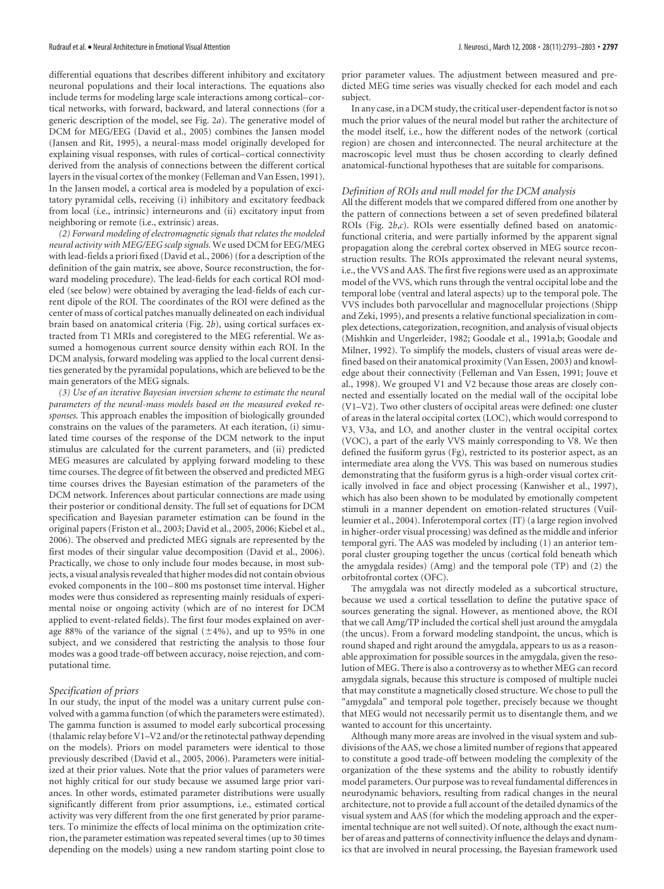differential equations that describes different inhibitory and excitatory neuronal populations and their local interactions. The equations also include terms for modeling large scale interactions among cortical– cortical networks, with forward, backward, and lateral connections (for a generic description of the model, see Fig. 2*a*). The generative model of DCM for MEG/EEG (David et al., 2005) combines the Jansen model (Jansen and Rit, 1995), a neural-mass model originally developed for explaining visual responses, with rules of cortical– cortical connectivity derived from the analysis of connections between the different cortical layers in the visual cortex of the monkey (Felleman and Van Essen, 1991). In the Jansen model, a cortical area is modeled by a population of excitatory pyramidal cells, receiving (i) inhibitory and excitatory feedback from local (i.e., intrinsic) interneurons and (ii) excitatory input from neighboring or remote (i.e., extrinsic) areas.

*(2) Forward modeling of electromagnetic signals that relates the modeled neural activity with MEG/EEG scalp signals.* We used DCM for EEG/MEG with lead-fields a priori fixed (David et al., 2006) (for a description of the definition of the gain matrix, see above, Source reconstruction, the forward modeling procedure). The lead-fields for each cortical ROI modeled (see below) were obtained by averaging the lead-fields of each current dipole of the ROI. The coordinates of the ROI were defined as the center of mass of cortical patches manually delineated on each individual brain based on anatomical criteria (Fig. 2*b*), using cortical surfaces extracted from T1 MRIs and coregistered to the MEG referential. We assumed a homogenous current source density within each ROI. In the DCM analysis, forward modeling was applied to the local current densities generated by the pyramidal populations, which are believed to be the main generators of the MEG signals.

*(3) Use of an iterative Bayesian inversion scheme to estimate the neural parameters of the neural-mass models based on the measured evoked responses.* This approach enables the imposition of biologically grounded constrains on the values of the parameters. At each iteration, (i) simulated time courses of the response of the DCM network to the input stimulus are calculated for the current parameters, and (ii) predicted MEG measures are calculated by applying forward modeling to these time courses. The degree of fit between the observed and predicted MEG time courses drives the Bayesian estimation of the parameters of the DCM network. Inferences about particular connections are made using their posterior or conditional density. The full set of equations for DCM specification and Bayesian parameter estimation can be found in the original papers (Friston et al., 2003; David et al., 2005, 2006; Kiebel et al., 2006). The observed and predicted MEG signals are represented by the first modes of their singular value decomposition (David et al., 2006). Practically, we chose to only include four modes because, in most subjects, a visual analysis revealed that higher modes did not contain obvious evoked components in the 100 – 800 ms postonset time interval. Higher modes were thus considered as representing mainly residuals of experimental noise or ongoing activity (which are of no interest for DCM applied to event-related fields). The first four modes explained on average 88% of the variance of the signal  $(\pm 4\%)$ , and up to 95% in one subject, and we considered that restricting the analysis to those four modes was a good trade-off between accuracy, noise rejection, and computational time.

#### *Specification of priors*

In our study, the input of the model was a unitary current pulse convolved with a gamma function (of which the parameters were estimated). The gamma function is assumed to model early subcortical processing (thalamic relay before V1–V2 and/or the retinotectal pathway depending on the models). Priors on model parameters were identical to those previously described (David et al., 2005, 2006). Parameters were initialized at their prior values. Note that the prior values of parameters were not highly critical for our study because we assumed large prior variances. In other words, estimated parameter distributions were usually significantly different from prior assumptions, i.e., estimated cortical activity was very different from the one first generated by prior parameters. To minimize the effects of local minima on the optimization criterion, the parameter estimation was repeated several times (up to 30 times depending on the models) using a new random starting point close to

prior parameter values. The adjustment between measured and predicted MEG time series was visually checked for each model and each subject.

In any case, in a DCM study, the critical user-dependent factor is not so much the prior values of the neural model but rather the architecture of the model itself, i.e., how the different nodes of the network (cortical region) are chosen and interconnected. The neural architecture at the macroscopic level must thus be chosen according to clearly defined anatomical-functional hypotheses that are suitable for comparisons.

#### *Definition of ROIs and null model for the DCM analysis*

All the different models that we compared differed from one another by the pattern of connections between a set of seven predefined bilateral ROIs (Fig. 2*b*,*c*). ROIs were essentially defined based on anatomicfunctional criteria, and were partially informed by the apparent signal propagation along the cerebral cortex observed in MEG source reconstruction results. The ROIs approximated the relevant neural systems, i.e., the VVS and AAS. The first five regions were used as an approximate model of the VVS, which runs through the ventral occipital lobe and the temporal lobe (ventral and lateral aspects) up to the temporal pole. The VVS includes both parvocellular and magnocellular projections (Shipp and Zeki, 1995), and presents a relative functional specialization in complex detections, categorization, recognition, and analysis of visual objects (Mishkin and Ungerleider, 1982; Goodale et al., 1991a,b; Goodale and Milner, 1992). To simplify the models, clusters of visual areas were defined based on their anatomical proximity (Van Essen, 2003) and knowledge about their connectivity (Felleman and Van Essen, 1991; Jouve et al., 1998). We grouped V1 and V2 because those areas are closely connected and essentially located on the medial wall of the occipital lobe (V1–V2). Two other clusters of occipital areas were defined: one cluster of areas in the lateral occipital cortex (LOC), which would correspond to V3, V3a, and LO, and another cluster in the ventral occipital cortex (VOC), a part of the early VVS mainly corresponding to V8. We then defined the fusiform gyrus (Fg), restricted to its posterior aspect, as an intermediate area along the VVS. This was based on numerous studies demonstrating that the fusiform gyrus is a high-order visual cortex critically involved in face and object processing (Kanwisher et al., 1997), which has also been shown to be modulated by emotionally competent stimuli in a manner dependent on emotion-related structures (Vuilleumier et al., 2004). Inferotemporal cortex (IT) (a large region involved in higher-order visual processing) was defined as the middle and inferior temporal gyri. The AAS was modeled by including (1) an anterior temporal cluster grouping together the uncus (cortical fold beneath which the amygdala resides) (Amg) and the temporal pole (TP) and (2) the orbitofrontal cortex (OFC).

The amygdala was not directly modeled as a subcortical structure, because we used a cortical tessellation to define the putative space of sources generating the signal. However, as mentioned above, the ROI that we call Amg/TP included the cortical shell just around the amygdala (the uncus). From a forward modeling standpoint, the uncus, which is round shaped and right around the amygdala, appears to us as a reasonable approximation for possible sources in the amygdala, given the resolution of MEG. There is also a controversy as to whether MEG can record amygdala signals, because this structure is composed of multiple nuclei that may constitute a magnetically closed structure. We chose to pull the "amygdala" and temporal pole together, precisely because we thought that MEG would not necessarily permit us to disentangle them, and we wanted to account for this uncertainty.

Although many more areas are involved in the visual system and subdivisions of the AAS, we chose a limited number of regions that appeared to constitute a good trade-off between modeling the complexity of the organization of the these systems and the ability to robustly identify model parameters. Our purpose was to reveal fundamental differences in neurodynamic behaviors, resulting from radical changes in the neural architecture, not to provide a full account of the detailed dynamics of the visual system and AAS (for which the modeling approach and the experimental technique are not well suited). Of note, although the exact number of areas and patterns of connectivity influence the delays and dynamics that are involved in neural processing, the Bayesian framework used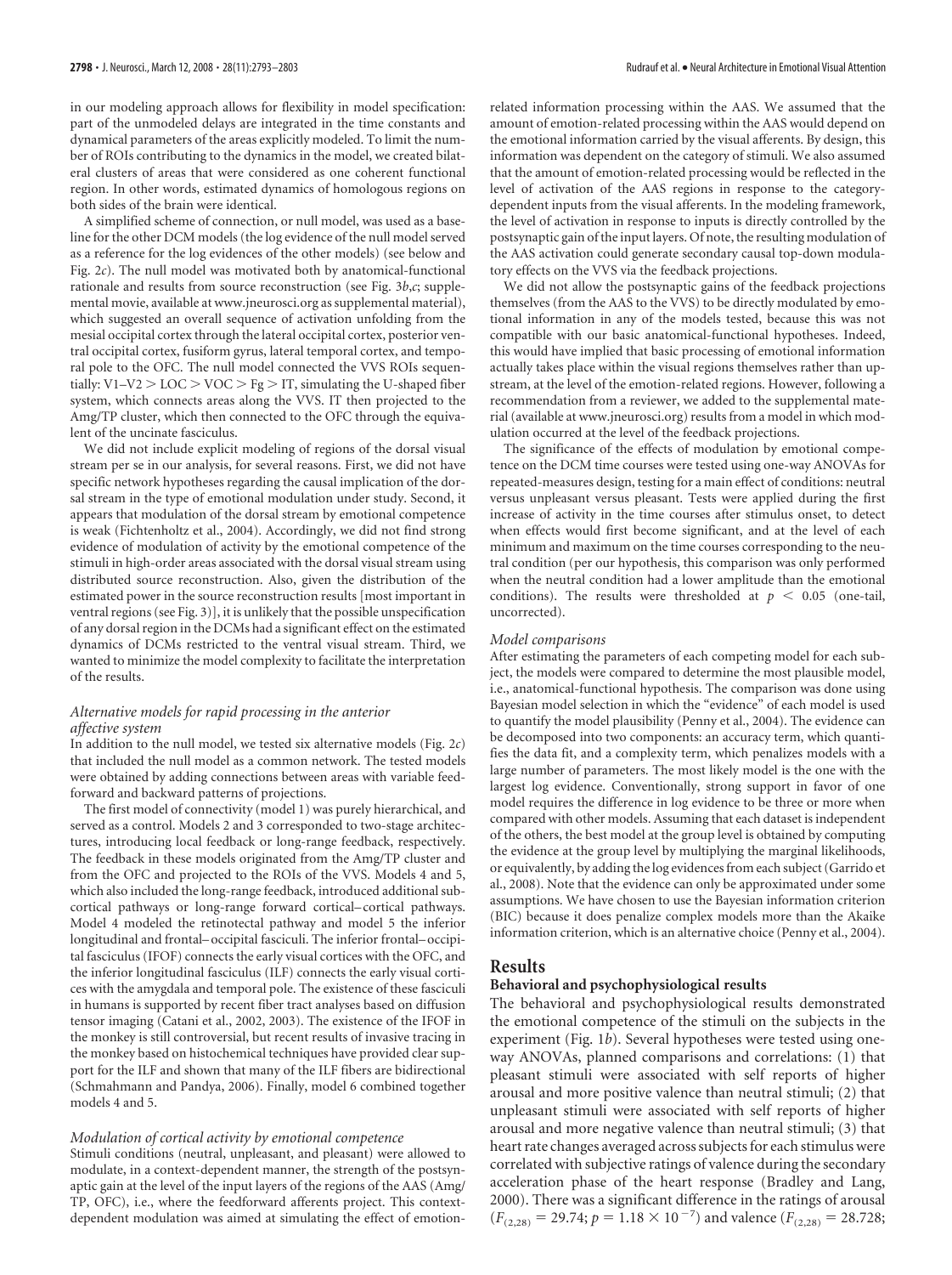in our modeling approach allows for flexibility in model specification: part of the unmodeled delays are integrated in the time constants and dynamical parameters of the areas explicitly modeled. To limit the number of ROIs contributing to the dynamics in the model, we created bilateral clusters of areas that were considered as one coherent functional region. In other words, estimated dynamics of homologous regions on both sides of the brain were identical.

A simplified scheme of connection, or null model, was used as a baseline for the other DCM models (the log evidence of the null model served as a reference for the log evidences of the other models) (see below and Fig. 2*c*). The null model was motivated both by anatomical-functional rationale and results from source reconstruction (see Fig. 3*b*,*c*; supplemental movie, available at www.jneurosci.org as supplemental material), which suggested an overall sequence of activation unfolding from the mesial occipital cortex through the lateral occipital cortex, posterior ventral occipital cortex, fusiform gyrus, lateral temporal cortex, and temporal pole to the OFC. The null model connected the VVS ROIs sequentially:  $V1-V2 > LOC > VOC >$  Fg  $>$  IT, simulating the U-shaped fiber system, which connects areas along the VVS. IT then projected to the Amg/TP cluster, which then connected to the OFC through the equivalent of the uncinate fasciculus.

We did not include explicit modeling of regions of the dorsal visual stream per se in our analysis, for several reasons. First, we did not have specific network hypotheses regarding the causal implication of the dorsal stream in the type of emotional modulation under study. Second, it appears that modulation of the dorsal stream by emotional competence is weak (Fichtenholtz et al., 2004). Accordingly, we did not find strong evidence of modulation of activity by the emotional competence of the stimuli in high-order areas associated with the dorsal visual stream using distributed source reconstruction. Also, given the distribution of the estimated power in the source reconstruction results [most important in ventral regions (see Fig. 3)], it is unlikely that the possible unspecification of any dorsal region in the DCMs had a significant effect on the estimated dynamics of DCMs restricted to the ventral visual stream. Third, we wanted to minimize the model complexity to facilitate the interpretation of the results.

#### *Alternative models for rapid processing in the anterior affective system*

In addition to the null model, we tested six alternative models (Fig. 2*c*) that included the null model as a common network. The tested models were obtained by adding connections between areas with variable feedforward and backward patterns of projections.

The first model of connectivity (model 1) was purely hierarchical, and served as a control. Models 2 and 3 corresponded to two-stage architectures, introducing local feedback or long-range feedback, respectively. The feedback in these models originated from the Amg/TP cluster and from the OFC and projected to the ROIs of the VVS. Models 4 and 5, which also included the long-range feedback, introduced additional subcortical pathways or long-range forward cortical– cortical pathways. Model 4 modeled the retinotectal pathway and model 5 the inferior longitudinal and frontal– occipital fasciculi. The inferior frontal– occipital fasciculus (IFOF) connects the early visual cortices with the OFC, and the inferior longitudinal fasciculus (ILF) connects the early visual cortices with the amygdala and temporal pole. The existence of these fasciculi in humans is supported by recent fiber tract analyses based on diffusion tensor imaging (Catani et al., 2002, 2003). The existence of the IFOF in the monkey is still controversial, but recent results of invasive tracing in the monkey based on histochemical techniques have provided clear support for the ILF and shown that many of the ILF fibers are bidirectional (Schmahmann and Pandya, 2006). Finally, model 6 combined together models 4 and 5.

#### *Modulation of cortical activity by emotional competence*

Stimuli conditions (neutral, unpleasant, and pleasant) were allowed to modulate, in a context-dependent manner, the strength of the postsynaptic gain at the level of the input layers of the regions of the AAS (Amg/ TP, OFC), i.e., where the feedforward afferents project. This contextdependent modulation was aimed at simulating the effect of emotionrelated information processing within the AAS. We assumed that the amount of emotion-related processing within the AAS would depend on the emotional information carried by the visual afferents. By design, this information was dependent on the category of stimuli. We also assumed that the amount of emotion-related processing would be reflected in the level of activation of the AAS regions in response to the categorydependent inputs from the visual afferents. In the modeling framework, the level of activation in response to inputs is directly controlled by the postsynaptic gain of the input layers. Of note, the resulting modulation of the AAS activation could generate secondary causal top-down modulatory effects on the VVS via the feedback projections.

We did not allow the postsynaptic gains of the feedback projections themselves (from the AAS to the VVS) to be directly modulated by emotional information in any of the models tested, because this was not compatible with our basic anatomical-functional hypotheses. Indeed, this would have implied that basic processing of emotional information actually takes place within the visual regions themselves rather than upstream, at the level of the emotion-related regions. However, following a recommendation from a reviewer, we added to the supplemental material (available at www.jneurosci.org) results from a model in which modulation occurred at the level of the feedback projections.

The significance of the effects of modulation by emotional competence on the DCM time courses were tested using one-way ANOVAs for repeated-measures design, testing for a main effect of conditions: neutral versus unpleasant versus pleasant. Tests were applied during the first increase of activity in the time courses after stimulus onset, to detect when effects would first become significant, and at the level of each minimum and maximum on the time courses corresponding to the neutral condition (per our hypothesis, this comparison was only performed when the neutral condition had a lower amplitude than the emotional conditions). The results were thresholded at  $p < 0.05$  (one-tail, uncorrected).

#### *Model comparisons*

After estimating the parameters of each competing model for each subject, the models were compared to determine the most plausible model, i.e., anatomical-functional hypothesis. The comparison was done using Bayesian model selection in which the "evidence" of each model is used to quantify the model plausibility (Penny et al., 2004). The evidence can be decomposed into two components: an accuracy term, which quantifies the data fit, and a complexity term, which penalizes models with a large number of parameters. The most likely model is the one with the largest log evidence. Conventionally, strong support in favor of one model requires the difference in log evidence to be three or more when compared with other models. Assuming that each dataset is independent of the others, the best model at the group level is obtained by computing the evidence at the group level by multiplying the marginal likelihoods, or equivalently, by adding the log evidences from each subject (Garrido et al., 2008). Note that the evidence can only be approximated under some assumptions. We have chosen to use the Bayesian information criterion (BIC) because it does penalize complex models more than the Akaike information criterion, which is an alternative choice (Penny et al., 2004).

#### **Results**

#### **Behavioral and psychophysiological results**

The behavioral and psychophysiological results demonstrated the emotional competence of the stimuli on the subjects in the experiment (Fig. 1*b*). Several hypotheses were tested using oneway ANOVAs, planned comparisons and correlations: (1) that pleasant stimuli were associated with self reports of higher arousal and more positive valence than neutral stimuli; (2) that unpleasant stimuli were associated with self reports of higher arousal and more negative valence than neutral stimuli; (3) that heart rate changes averaged across subjects for each stimulus were correlated with subjective ratings of valence during the secondary acceleration phase of the heart response (Bradley and Lang, 2000). There was a significant difference in the ratings of arousal  $(F_{(2,28)} = 29.74; p = 1.18 \times 10^{-7})$  and valence  $(F_{(2,28)} = 28.728;$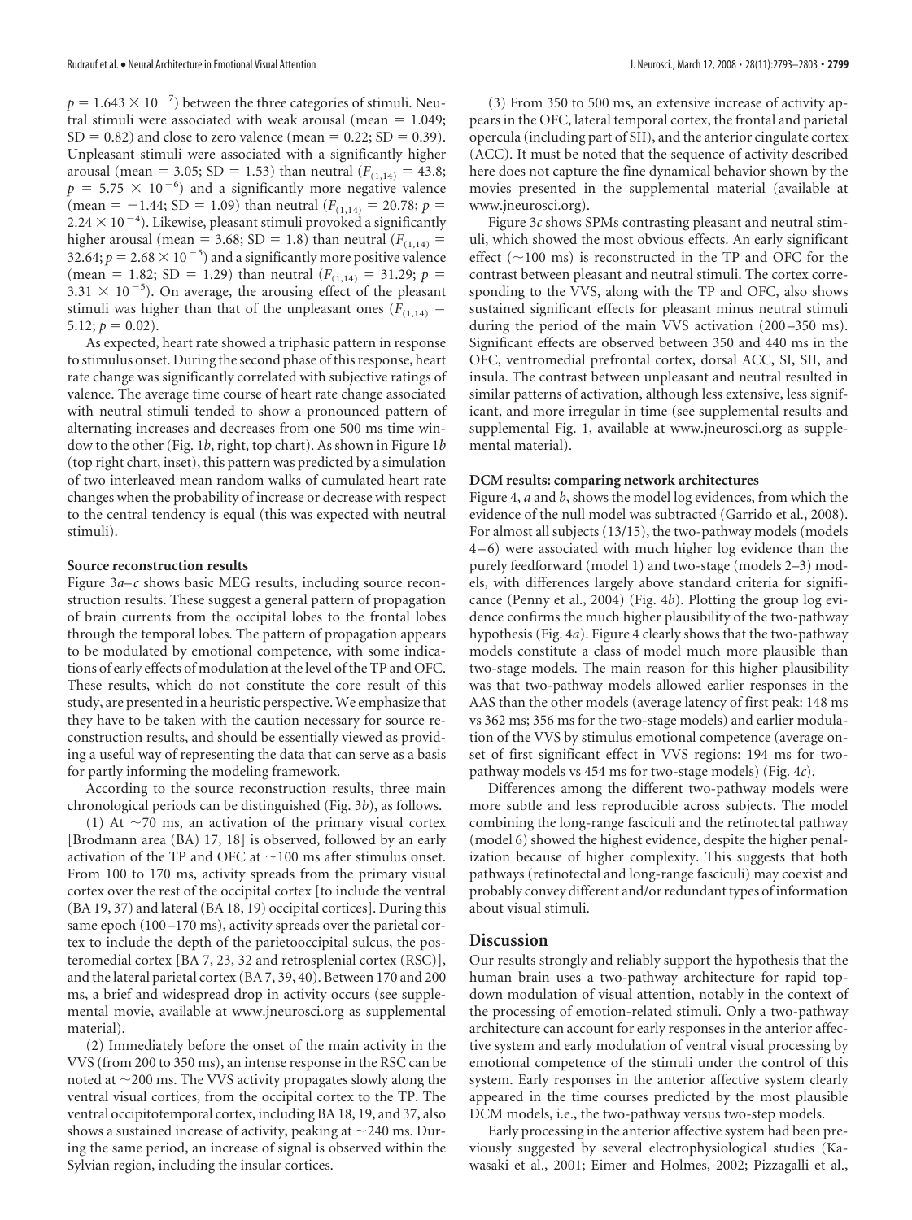$p = 1.643 \times 10^{-7}$ ) between the three categories of stimuli. Neutral stimuli were associated with weak arousal (mean  $= 1.049$ ;  $SD = 0.82$ ) and close to zero valence (mean =  $0.22$ ;  $SD = 0.39$ ). Unpleasant stimuli were associated with a significantly higher arousal (mean =  $3.05$ ; SD = 1.53) than neutral ( $F_{(1,14)} = 43.8$ ;  $p = 5.75 \times 10^{-6}$ ) and a significantly more negative valence (mean =  $-1.44$ ; SD = 1.09) than neutral ( $F_{(1,14)} = 20.78$ ;  $p =$  $2.24 \times 10^{-4}$ ). Likewise, pleasant stimuli provoked a significantly higher arousal (mean = 3.68; SD = 1.8) than neutral ( $F_{(1,14)}$  = 32.64;  $p = 2.68 \times 10^{-5}$ ) and a significantly more positive valence (mean = 1.82; SD = 1.29) than neutral  $(F_{(1,14)} = 31.29; p =$  $3.31 \times 10^{-5}$ ). On average, the arousing effect of the pleasant stimuli was higher than that of the unpleasant ones  $(F_{(1,14)} =$  $5.12; p = 0.02$ ).

As expected, heart rate showed a triphasic pattern in response to stimulus onset. During the second phase of this response, heart rate change was significantly correlated with subjective ratings of valence. The average time course of heart rate change associated with neutral stimuli tended to show a pronounced pattern of alternating increases and decreases from one 500 ms time window to the other (Fig. 1*b*, right, top chart). As shown in Figure 1*b* (top right chart, inset), this pattern was predicted by a simulation of two interleaved mean random walks of cumulated heart rate changes when the probability of increase or decrease with respect to the central tendency is equal (this was expected with neutral stimuli).

#### **Source reconstruction results**

Figure  $3a-c$  shows basic MEG results, including source reconstruction results. These suggest a general pattern of propagation of brain currents from the occipital lobes to the frontal lobes through the temporal lobes. The pattern of propagation appears to be modulated by emotional competence, with some indications of early effects of modulation at the level of the TP and OFC. These results, which do not constitute the core result of this study, are presented in a heuristic perspective. We emphasize that they have to be taken with the caution necessary for source reconstruction results, and should be essentially viewed as providing a useful way of representing the data that can serve as a basis for partly informing the modeling framework.

According to the source reconstruction results, three main chronological periods can be distinguished (Fig. 3*b*), as follows.

(1) At  $\sim$  70 ms, an activation of the primary visual cortex [Brodmann area (BA) 17, 18] is observed, followed by an early activation of the TP and OFC at  $\sim$ 100 ms after stimulus onset. From 100 to 170 ms, activity spreads from the primary visual cortex over the rest of the occipital cortex [to include the ventral (BA 19, 37) and lateral (BA 18, 19) occipital cortices]. During this same epoch (100-170 ms), activity spreads over the parietal cortex to include the depth of the parietooccipital sulcus, the posteromedial cortex [BA 7, 23, 32 and retrosplenial cortex (RSC)], and the lateral parietal cortex (BA 7, 39, 40). Between 170 and 200 ms, a brief and widespread drop in activity occurs (see supplemental movie, available at www.jneurosci.org as supplemental material).

(2) Immediately before the onset of the main activity in the VVS (from 200 to 350 ms), an intense response in the RSC can be noted at  $\sim$  200 ms. The VVS activity propagates slowly along the ventral visual cortices, from the occipital cortex to the TP. The ventral occipitotemporal cortex, including BA 18, 19, and 37, also shows a sustained increase of activity, peaking at  $\sim$  240 ms. During the same period, an increase of signal is observed within the Sylvian region, including the insular cortices.

(3) From 350 to 500 ms, an extensive increase of activity appears in the OFC, lateral temporal cortex, the frontal and parietal opercula (including part of SII), and the anterior cingulate cortex (ACC). It must be noted that the sequence of activity described here does not capture the fine dynamical behavior shown by the movies presented in the supplemental material (available at www.jneurosci.org).

Figure 3*c* shows SPMs contrasting pleasant and neutral stimuli, which showed the most obvious effects. An early significant effect  $(\sim 100 \text{ ms})$  is reconstructed in the TP and OFC for the contrast between pleasant and neutral stimuli. The cortex corresponding to the VVS, along with the TP and OFC, also shows sustained significant effects for pleasant minus neutral stimuli during the period of the main VVS activation (200 –350 ms). Significant effects are observed between 350 and 440 ms in the OFC, ventromedial prefrontal cortex, dorsal ACC, SI, SII, and insula. The contrast between unpleasant and neutral resulted in similar patterns of activation, although less extensive, less significant, and more irregular in time (see supplemental results and supplemental Fig. 1, available at www.jneurosci.org as supplemental material).

#### **DCM results: comparing network architectures**

Figure 4, *a* and *b*, shows the model log evidences, from which the evidence of the null model was subtracted (Garrido et al., 2008). For almost all subjects (13/15), the two-pathway models (models 4 –6) were associated with much higher log evidence than the purely feedforward (model 1) and two-stage (models 2–3) models, with differences largely above standard criteria for significance (Penny et al., 2004) (Fig. 4*b*). Plotting the group log evidence confirms the much higher plausibility of the two-pathway hypothesis (Fig. 4*a*). Figure 4 clearly shows that the two-pathway models constitute a class of model much more plausible than two-stage models. The main reason for this higher plausibility was that two-pathway models allowed earlier responses in the AAS than the other models (average latency of first peak: 148 ms vs 362 ms; 356 ms for the two-stage models) and earlier modulation of the VVS by stimulus emotional competence (average onset of first significant effect in VVS regions: 194 ms for twopathway models vs 454 ms for two-stage models) (Fig. 4*c*).

Differences among the different two-pathway models were more subtle and less reproducible across subjects. The model combining the long-range fasciculi and the retinotectal pathway (model 6) showed the highest evidence, despite the higher penalization because of higher complexity. This suggests that both pathways (retinotectal and long-range fasciculi) may coexist and probably convey different and/or redundant types of information about visual stimuli.

#### **Discussion**

Our results strongly and reliably support the hypothesis that the human brain uses a two-pathway architecture for rapid topdown modulation of visual attention, notably in the context of the processing of emotion-related stimuli. Only a two-pathway architecture can account for early responses in the anterior affective system and early modulation of ventral visual processing by emotional competence of the stimuli under the control of this system. Early responses in the anterior affective system clearly appeared in the time courses predicted by the most plausible DCM models, i.e., the two-pathway versus two-step models.

Early processing in the anterior affective system had been previously suggested by several electrophysiological studies (Kawasaki et al., 2001; Eimer and Holmes, 2002; Pizzagalli et al.,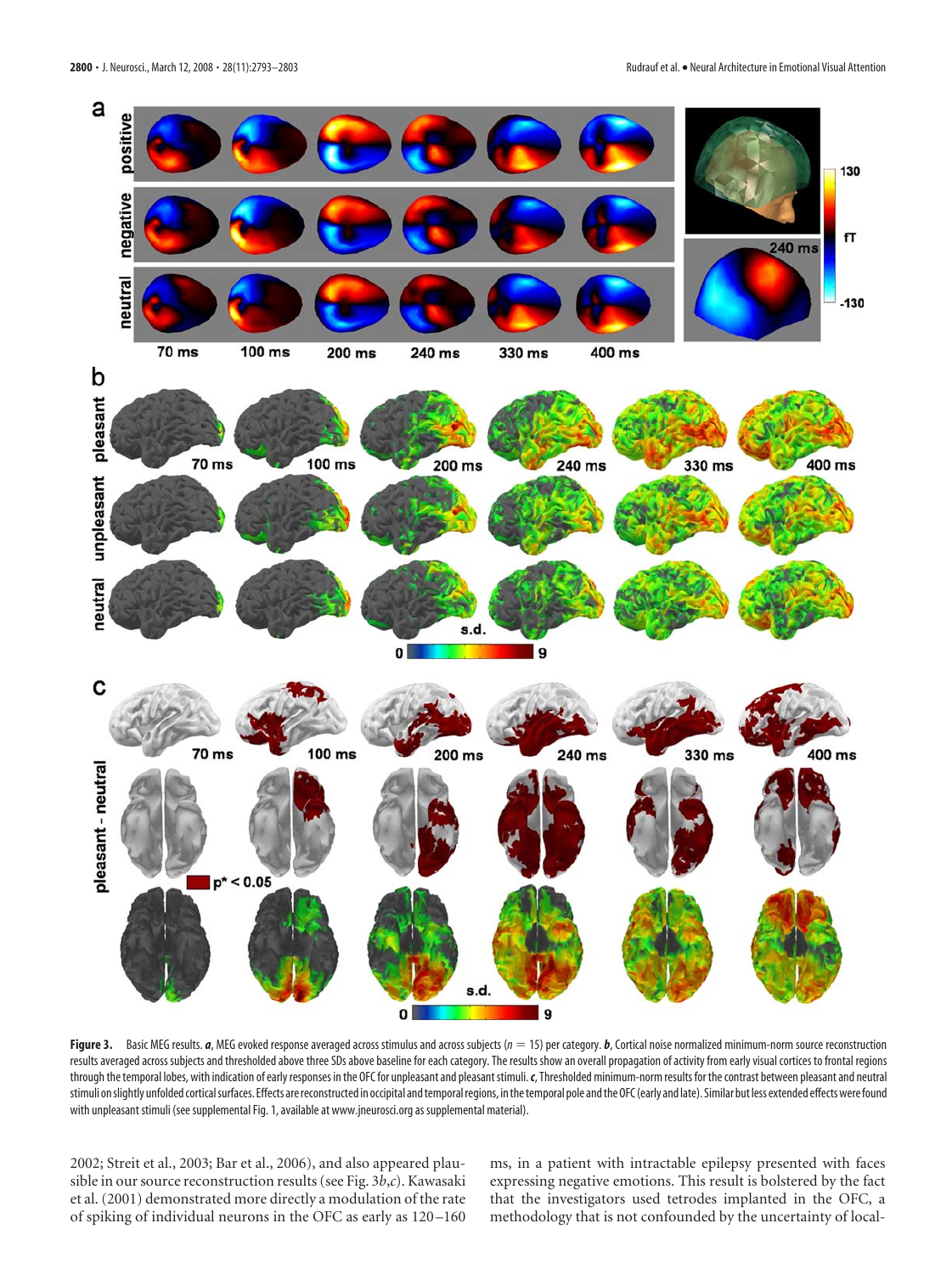

Figure 3. Basic MEG results. *a*, MEG evoked response averaged across stimulus and across subjects (*n* = 15) per category. *b*, Cortical noise normalized minimum-norm source reconstruction results averaged across subjects and thresholded above three SDs above baseline for each category. The results show an overall propagation of activity from early visual cortices to frontal regions through the temporal lobes, with indication of early responses in the OFC for unpleasant and pleasant stimuli. c, Thresholded minimum-norm results for the contrast between pleasant and neutral stimuli on slightly unfolded cortical surfaces. Effects are reconstructed in occipital and temporal regions, in the temporal pole and the OFC (early and late). Similar but less extended effects were found with unpleasant stimuli (see supplemental Fig. 1, available at www.jneurosci.org as supplemental material).

2002; Streit et al., 2003; Bar et al., 2006), and also appeared plausible in our source reconstruction results (see Fig. 3*b*,*c*). Kawasaki et al. (2001) demonstrated more directly a modulation of the rate of spiking of individual neurons in the OFC as early as 120 –160

ms, in a patient with intractable epilepsy presented with faces expressing negative emotions. This result is bolstered by the fact that the investigators used tetrodes implanted in the OFC, a methodology that is not confounded by the uncertainty of local-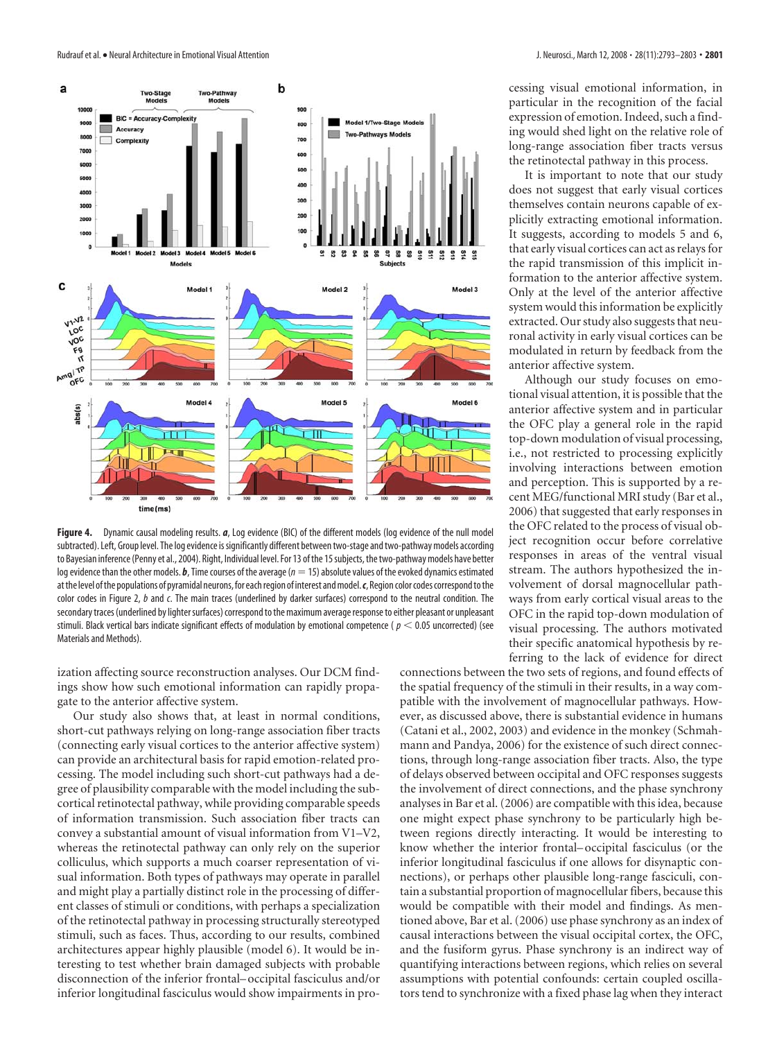

**Figure 4.** Dynamic causal modeling results. *a*, Log evidence (BIC) of the different models (log evidence of the null model subtracted). Left, Group level. The log evidence is significantly different between two-stage and two-pathway models according to Bayesian inference (Penny et al., 2004). Right, Individual level. For 13 of the 15subjects, the two-pathway models have better log evidence than the other models.  $\bm{b}$ , Time courses of the average ( $n=15$ ) absolute values of the evoked dynamics estimated at the level of the populations of pyramidal neurons, for each region of interest and model. c, Region color codes correspond to the color codes in Figure 2, *b* and *c*. The main traces (underlined by darker surfaces) correspond to the neutral condition. The secondary traces (underlined by lightersurfaces) correspond to the maximum average response to either pleasant or unpleasant stimuli. Black vertical bars indicate significant effects of modulation by emotional competence ( $p < 0.05$  uncorrected) (see Materials and Methods).

ization affecting source reconstruction analyses. Our DCM findings show how such emotional information can rapidly propagate to the anterior affective system.

Our study also shows that, at least in normal conditions, short-cut pathways relying on long-range association fiber tracts (connecting early visual cortices to the anterior affective system) can provide an architectural basis for rapid emotion-related processing. The model including such short-cut pathways had a degree of plausibility comparable with the model including the subcortical retinotectal pathway, while providing comparable speeds of information transmission. Such association fiber tracts can convey a substantial amount of visual information from V1–V2, whereas the retinotectal pathway can only rely on the superior colliculus, which supports a much coarser representation of visual information. Both types of pathways may operate in parallel and might play a partially distinct role in the processing of different classes of stimuli or conditions, with perhaps a specialization of the retinotectal pathway in processing structurally stereotyped stimuli, such as faces. Thus, according to our results, combined architectures appear highly plausible (model 6). It would be interesting to test whether brain damaged subjects with probable disconnection of the inferior frontal– occipital fasciculus and/or inferior longitudinal fasciculus would show impairments in processing visual emotional information, in particular in the recognition of the facial expression of emotion. Indeed, such a finding would shed light on the relative role of long-range association fiber tracts versus the retinotectal pathway in this process.

It is important to note that our study does not suggest that early visual cortices themselves contain neurons capable of explicitly extracting emotional information. It suggests, according to models 5 and 6, that early visual cortices can act as relays for the rapid transmission of this implicit information to the anterior affective system. Only at the level of the anterior affective system would this information be explicitly extracted. Our study also suggests that neuronal activity in early visual cortices can be modulated in return by feedback from the anterior affective system.

Although our study focuses on emotional visual attention, it is possible that the anterior affective system and in particular the OFC play a general role in the rapid top-down modulation of visual processing, i.e., not restricted to processing explicitly involving interactions between emotion and perception. This is supported by a recent MEG/functional MRI study (Bar et al., 2006) that suggested that early responses in the OFC related to the process of visual object recognition occur before correlative responses in areas of the ventral visual stream. The authors hypothesized the involvement of dorsal magnocellular pathways from early cortical visual areas to the OFC in the rapid top-down modulation of visual processing. The authors motivated their specific anatomical hypothesis by referring to the lack of evidence for direct

connections between the two sets of regions, and found effects of the spatial frequency of the stimuli in their results, in a way compatible with the involvement of magnocellular pathways. However, as discussed above, there is substantial evidence in humans (Catani et al., 2002, 2003) and evidence in the monkey (Schmahmann and Pandya, 2006) for the existence of such direct connections, through long-range association fiber tracts. Also, the type of delays observed between occipital and OFC responses suggests the involvement of direct connections, and the phase synchrony analyses in Bar et al. (2006) are compatible with this idea, because one might expect phase synchrony to be particularly high between regions directly interacting. It would be interesting to know whether the interior frontal– occipital fasciculus (or the inferior longitudinal fasciculus if one allows for disynaptic connections), or perhaps other plausible long-range fasciculi, contain a substantial proportion of magnocellular fibers, because this would be compatible with their model and findings. As mentioned above, Bar et al. (2006) use phase synchrony as an index of causal interactions between the visual occipital cortex, the OFC, and the fusiform gyrus. Phase synchrony is an indirect way of quantifying interactions between regions, which relies on several assumptions with potential confounds: certain coupled oscillators tend to synchronize with a fixed phase lag when they interact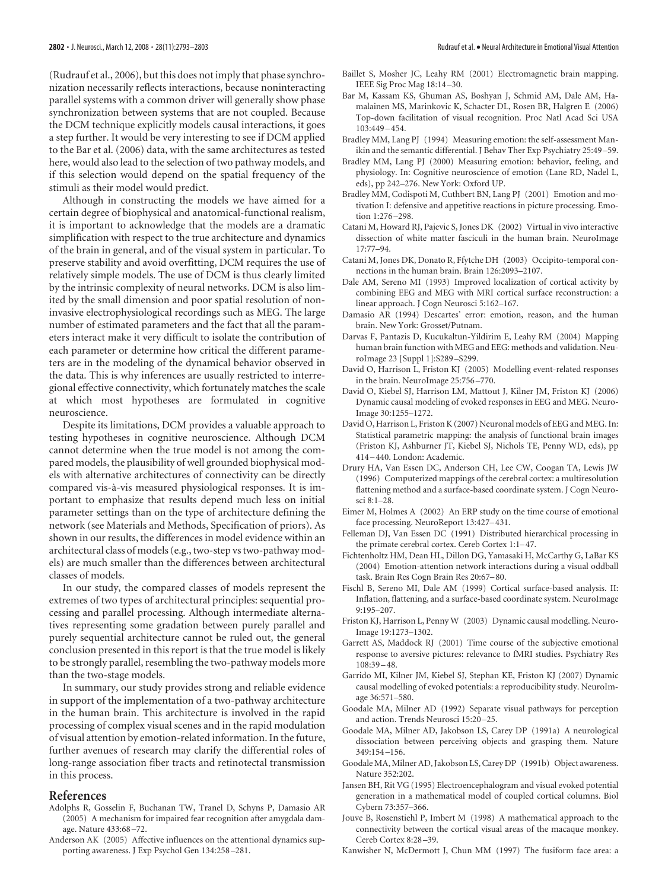(Rudrauf et al., 2006), but this does not imply that phase synchronization necessarily reflects interactions, because noninteracting parallel systems with a common driver will generally show phase synchronization between systems that are not coupled. Because the DCM technique explicitly models causal interactions, it goes a step further. It would be very interesting to see if DCM applied to the Bar et al. (2006) data, with the same architectures as tested here, would also lead to the selection of two pathway models, and if this selection would depend on the spatial frequency of the stimuli as their model would predict.

Although in constructing the models we have aimed for a certain degree of biophysical and anatomical-functional realism, it is important to acknowledge that the models are a dramatic simplification with respect to the true architecture and dynamics of the brain in general, and of the visual system in particular. To preserve stability and avoid overfitting, DCM requires the use of relatively simple models. The use of DCM is thus clearly limited by the intrinsic complexity of neural networks. DCM is also limited by the small dimension and poor spatial resolution of noninvasive electrophysiological recordings such as MEG. The large number of estimated parameters and the fact that all the parameters interact make it very difficult to isolate the contribution of each parameter or determine how critical the different parameters are in the modeling of the dynamical behavior observed in the data. This is why inferences are usually restricted to interregional effective connectivity, which fortunately matches the scale at which most hypotheses are formulated in cognitive neuroscience.

Despite its limitations, DCM provides a valuable approach to testing hypotheses in cognitive neuroscience. Although DCM cannot determine when the true model is not among the compared models, the plausibility of well grounded biophysical models with alternative architectures of connectivity can be directly compared vis-a`-vis measured physiological responses. It is important to emphasize that results depend much less on initial parameter settings than on the type of architecture defining the network (see Materials and Methods, Specification of priors). As shown in our results, the differences in model evidence within an architectural class of models (e.g., two-step vs two-pathway models) are much smaller than the differences between architectural classes of models.

In our study, the compared classes of models represent the extremes of two types of architectural principles: sequential processing and parallel processing. Although intermediate alternatives representing some gradation between purely parallel and purely sequential architecture cannot be ruled out, the general conclusion presented in this report is that the true model is likely to be strongly parallel, resembling the two-pathway models more than the two-stage models.

In summary, our study provides strong and reliable evidence in support of the implementation of a two-pathway architecture in the human brain. This architecture is involved in the rapid processing of complex visual scenes and in the rapid modulation of visual attention by emotion-related information. In the future, further avenues of research may clarify the differential roles of long-range association fiber tracts and retinotectal transmission in this process.

#### **References**

- Adolphs R, Gosselin F, Buchanan TW, Tranel D, Schyns P, Damasio AR (2005) A mechanism for impaired fear recognition after amygdala damage. Nature 433:68 –72.
- Anderson AK (2005) Affective influences on the attentional dynamics supporting awareness. J Exp Psychol Gen 134:258 –281.
- Baillet S, Mosher JC, Leahy RM (2001) Electromagnetic brain mapping. IEEE Sig Proc Mag 18:14 –30.
- Bar M, Kassam KS, Ghuman AS, Boshyan J, Schmid AM, Dale AM, Hamalainen MS, Marinkovic K, Schacter DL, Rosen BR, Halgren E (2006) Top-down facilitation of visual recognition. Proc Natl Acad Sci USA  $103.449 - 454$
- Bradley MM, Lang PJ (1994) Measuring emotion: the self-assessment Manikin and the semantic differential. J Behav Ther Exp Psychiatry 25:49 –59.
- Bradley MM, Lang PJ (2000) Measuring emotion: behavior, feeling, and physiology. In: Cognitive neuroscience of emotion (Lane RD, Nadel L, eds), pp 242–276. New York: Oxford UP.
- Bradley MM, Codispoti M, Cuthbert BN, Lang PJ (2001) Emotion and motivation I: defensive and appetitive reactions in picture processing. Emotion 1:276 –298.
- Catani M, Howard RJ, Pajevic S, Jones DK (2002) Virtual in vivo interactive dissection of white matter fasciculi in the human brain. NeuroImage 17:77–94.
- Catani M, Jones DK, Donato R, Ffytche DH (2003) Occipito-temporal connections in the human brain. Brain 126:2093–2107.
- Dale AM, Sereno MI (1993) Improved localization of cortical activity by combining EEG and MEG with MRI cortical surface reconstruction: a linear approach. J Cogn Neurosci 5:162–167.
- Damasio AR (1994) Descartes' error: emotion, reason, and the human brain. New York: Grosset/Putnam.
- Darvas F, Pantazis D, Kucukaltun-Yildirim E, Leahy RM (2004) Mapping human brain function with MEG and EEG: methods and validation. NeuroImage 23 [Suppl 1]:S289 –S299.
- David O, Harrison L, Friston KJ (2005) Modelling event-related responses in the brain. NeuroImage 25:756 –770.
- David O, Kiebel SJ, Harrison LM, Mattout J, Kilner JM, Friston KJ (2006) Dynamic causal modeling of evoked responses in EEG and MEG. Neuro-Image 30:1255–1272.
- David O, Harrison L, Friston K (2007) Neuronal models of EEG and MEG. In: Statistical parametric mapping: the analysis of functional brain images (Friston KJ, Ashburner JT, Kiebel SJ, Nichols TE, Penny WD, eds), pp 414 –440. London: Academic.
- Drury HA, Van Essen DC, Anderson CH, Lee CW, Coogan TA, Lewis JW (1996) Computerized mappings of the cerebral cortex: a multiresolution flattening method and a surface-based coordinate system. J Cogn Neurosci 8:1–28.
- Eimer M, Holmes A (2002) An ERP study on the time course of emotional face processing. NeuroReport 13:427–431.
- Felleman DJ, Van Essen DC (1991) Distributed hierarchical processing in the primate cerebral cortex. Cereb Cortex 1:1–47.
- Fichtenholtz HM, Dean HL, Dillon DG, Yamasaki H, McCarthy G, LaBar KS (2004) Emotion-attention network interactions during a visual oddball task. Brain Res Cogn Brain Res 20:67–80.
- Fischl B, Sereno MI, Dale AM (1999) Cortical surface-based analysis. II: Inflation, flattening, and a surface-based coordinate system. NeuroImage 9:195–207.
- Friston KJ, Harrison L, Penny W (2003) Dynamic causal modelling. Neuro-Image 19:1273–1302.
- Garrett AS, Maddock RJ (2001) Time course of the subjective emotional response to aversive pictures: relevance to fMRI studies. Psychiatry Res 108:39 –48.
- Garrido MI, Kilner JM, Kiebel SJ, Stephan KE, Friston KJ (2007) Dynamic causal modelling of evoked potentials: a reproducibility study. NeuroImage 36:571–580.
- Goodale MA, Milner AD (1992) Separate visual pathways for perception and action. Trends Neurosci 15:20 –25.
- Goodale MA, Milner AD, Jakobson LS, Carey DP (1991a) A neurological dissociation between perceiving objects and grasping them. Nature 349:154 –156.
- Goodale MA, Milner AD, Jakobson LS, Carey DP (1991b) Object awareness. Nature 352:202.
- Jansen BH, Rit VG (1995) Electroencephalogram and visual evoked potential generation in a mathematical model of coupled cortical columns. Biol Cybern 73:357–366.
- Jouve B, Rosenstiehl P, Imbert M (1998) A mathematical approach to the connectivity between the cortical visual areas of the macaque monkey. Cereb Cortex 8:28 –39.
- Kanwisher N, McDermott J, Chun MM (1997) The fusiform face area: a